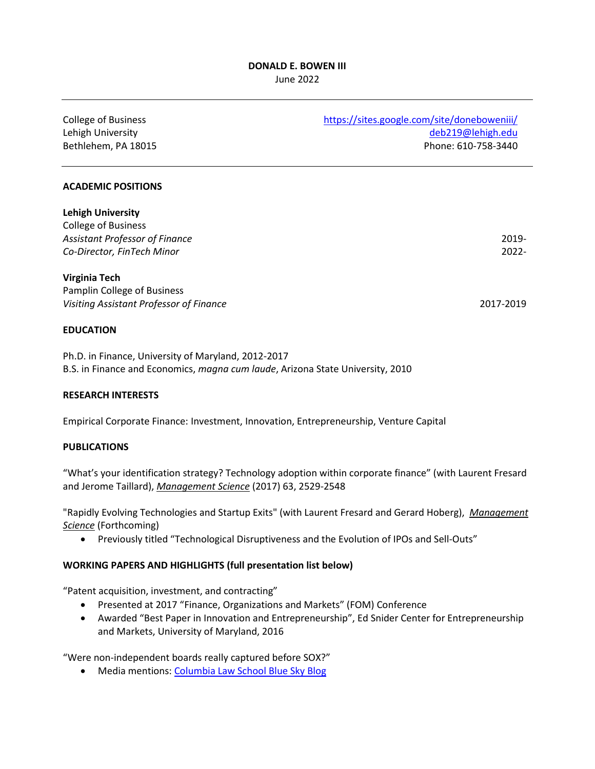# DONALD E. BOWEN III

June 2022

---

College of Business
Lehigh University
Bethlehem, PA 18015

[https://sites.google.com/site/doneboweniii/](https://sites.google.com/site/doneboweniii/)
[deb219@lehigh.edu](mailto:deb219@lehigh.edu)
Phone: 610-758-3440

---

## ACADEMIC POSITIONS

**Lehigh University**
College of Business
*Assistant Professor of Finance* 2019-
*Co-Director, FinTech Minor* 2022-

**Virginia Tech**
Pamplin College of Business
*Visiting Assistant Professor of Finance* 2017-2019

## EDUCATION

Ph.D. in Finance, University of Maryland, 2012-2017
B.S. in Finance and Economics, *magna cum laude*, Arizona State University, 2010

## RESEARCH INTERESTS

Empirical Corporate Finance: Investment, Innovation, Entrepreneurship, Venture Capital

## PUBLICATIONS

"What's your identification strategy? Technology adoption within corporate finance" (with Laurent Fresard and Jerome Taillard), ***Management Science*** (2017) 63, 2529-2548

"Rapidly Evolving Technologies and Startup Exits" (with Laurent Fresard and Gerard Hoberg), ***Management Science*** (Forthcoming)

- Previously titled "Technological Disruptiveness and the Evolution of IPOs and Sell-Outs"

## WORKING PAPERS AND HIGHLIGHTS (full presentation list below)

"Patent acquisition, investment, and contracting"

- Presented at 2017 "Finance, Organizations and Markets" (FOM) Conference
- Awarded "Best Paper in Innovation and Entrepreneurship", Ed Snider Center for Entrepreneurship and Markets, University of Maryland, 2016

"Were non-independent boards really captured before SOX?"

- Media mentions: Columbia Law School Blue Sky Blog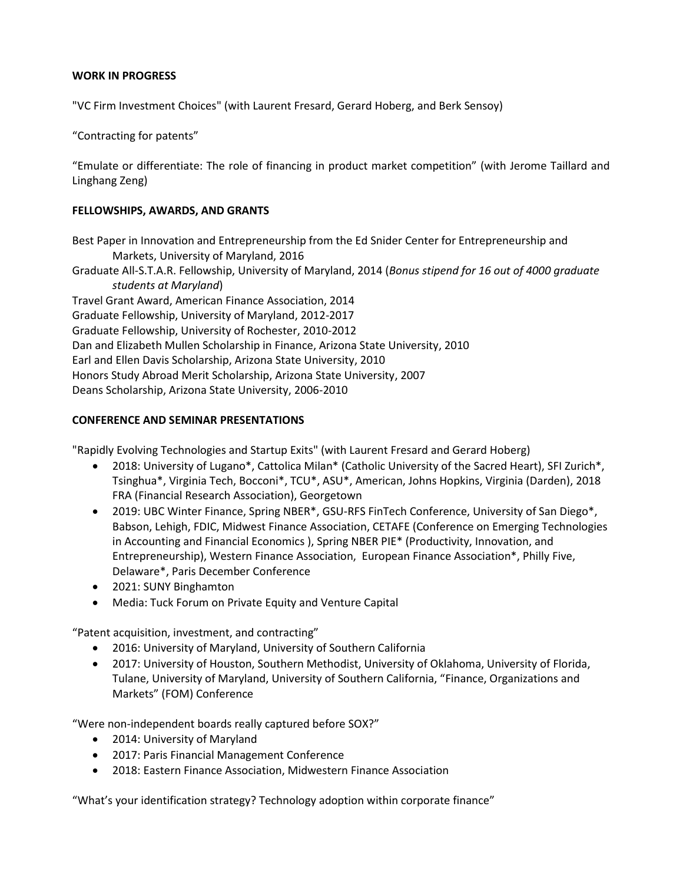**WORK IN PROGRESS**

"VC Firm Investment Choices" (with Laurent Fresard, Gerard Hoberg, and Berk Sensoy)

"Contracting for patents"

"Emulate or differentiate: The role of financing in product market competition" (with Jerome Taillard and Linghang Zeng)

**FELLOWSHIPS, AWARDS, AND GRANTS**

Best Paper in Innovation and Entrepreneurship from the Ed Snider Center for Entrepreneurship and Markets, University of Maryland, 2016
Graduate All-S.T.A.R. Fellowship, University of Maryland, 2014 (*Bonus stipend for 16 out of 4000 graduate students at Maryland*)
Travel Grant Award, American Finance Association, 2014
Graduate Fellowship, University of Maryland, 2012-2017
Graduate Fellowship, University of Rochester, 2010-2012
Dan and Elizabeth Mullen Scholarship in Finance, Arizona State University, 2010
Earl and Ellen Davis Scholarship, Arizona State University, 2010
Honors Study Abroad Merit Scholarship, Arizona State University, 2007
Deans Scholarship, Arizona State University, 2006-2010

**CONFERENCE AND SEMINAR PRESENTATIONS**

"Rapidly Evolving Technologies and Startup Exits" (with Laurent Fresard and Gerard Hoberg)

- 2018: University of Lugano*, Cattolica Milan* (Catholic University of the Sacred Heart), SFI Zurich*, Tsinghua*, Virginia Tech, Bocconi*, TCU*, ASU*, American, Johns Hopkins, Virginia (Darden), 2018 FRA (Financial Research Association), Georgetown
- 2019: UBC Winter Finance, Spring NBER*, GSU-RFS FinTech Conference, University of San Diego*, Babson, Lehigh, FDIC, Midwest Finance Association, CETAFE (Conference on Emerging Technologies in Accounting and Financial Economics ), Spring NBER PIE* (Productivity, Innovation, and Entrepreneurship), Western Finance Association, European Finance Association*, Philly Five, Delaware*, Paris December Conference
- 2021: SUNY Binghamton
- Media: Tuck Forum on Private Equity and Venture Capital

"Patent acquisition, investment, and contracting"

- 2016: University of Maryland, University of Southern California
- 2017: University of Houston, Southern Methodist, University of Oklahoma, University of Florida, Tulane, University of Maryland, University of Southern California, "Finance, Organizations and Markets" (FOM) Conference

"Were non-independent boards really captured before SOX?"

- 2014: University of Maryland
- 2017: Paris Financial Management Conference
- 2018: Eastern Finance Association, Midwestern Finance Association

"What's your identification strategy? Technology adoption within corporate finance"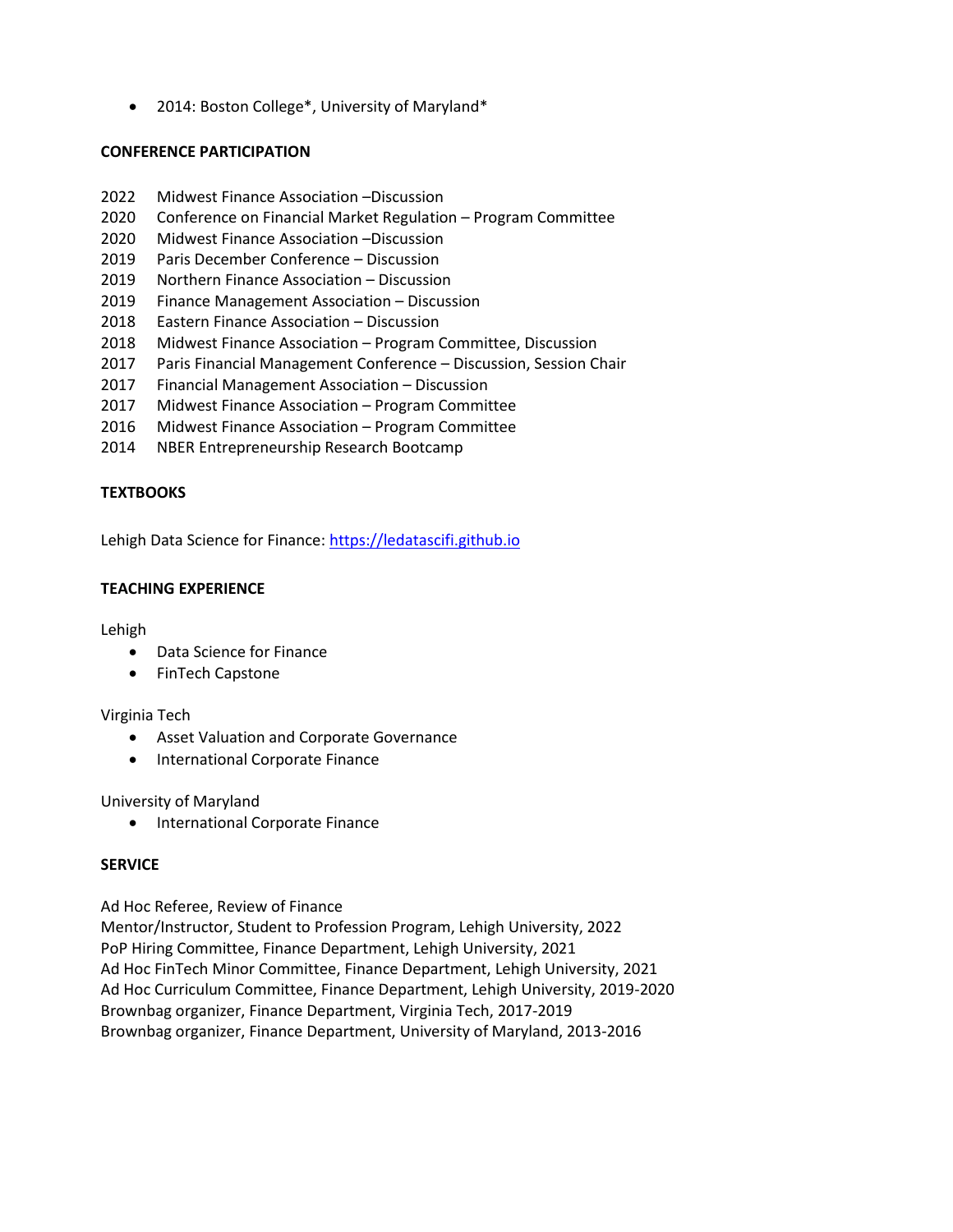- 2014: Boston College*, University of Maryland*

**CONFERENCE PARTICIPATION**

2022 Midwest Finance Association –Discussion
2020 Conference on Financial Market Regulation – Program Committee
2020 Midwest Finance Association –Discussion
2019 Paris December Conference – Discussion
2019 Northern Finance Association – Discussion
2019 Finance Management Association – Discussion
2018 Eastern Finance Association – Discussion
2018 Midwest Finance Association – Program Committee, Discussion
2017 Paris Financial Management Conference – Discussion, Session Chair
2017 Financial Management Association – Discussion
2017 Midwest Finance Association – Program Committee
2016 Midwest Finance Association – Program Committee
2014 NBER Entrepreneurship Research Bootcamp

**TEXTBOOKS**

Lehigh Data Science for Finance: [https://ledatascifi.github.io](https://ledatascifi.github.io)

**TEACHING EXPERIENCE**

Lehigh

- Data Science for Finance
- FinTech Capstone

Virginia Tech

- Asset Valuation and Corporate Governance
- International Corporate Finance

University of Maryland

- International Corporate Finance

**SERVICE**

Ad Hoc Referee, Review of Finance
Mentor/Instructor, Student to Profession Program, Lehigh University, 2022
PoP Hiring Committee, Finance Department, Lehigh University, 2021
Ad Hoc FinTech Minor Committee, Finance Department, Lehigh University, 2021
Ad Hoc Curriculum Committee, Finance Department, Lehigh University, 2019-2020
Brownbag organizer, Finance Department, Virginia Tech, 2017-2019
Brownbag organizer, Finance Department, University of Maryland, 2013-2016